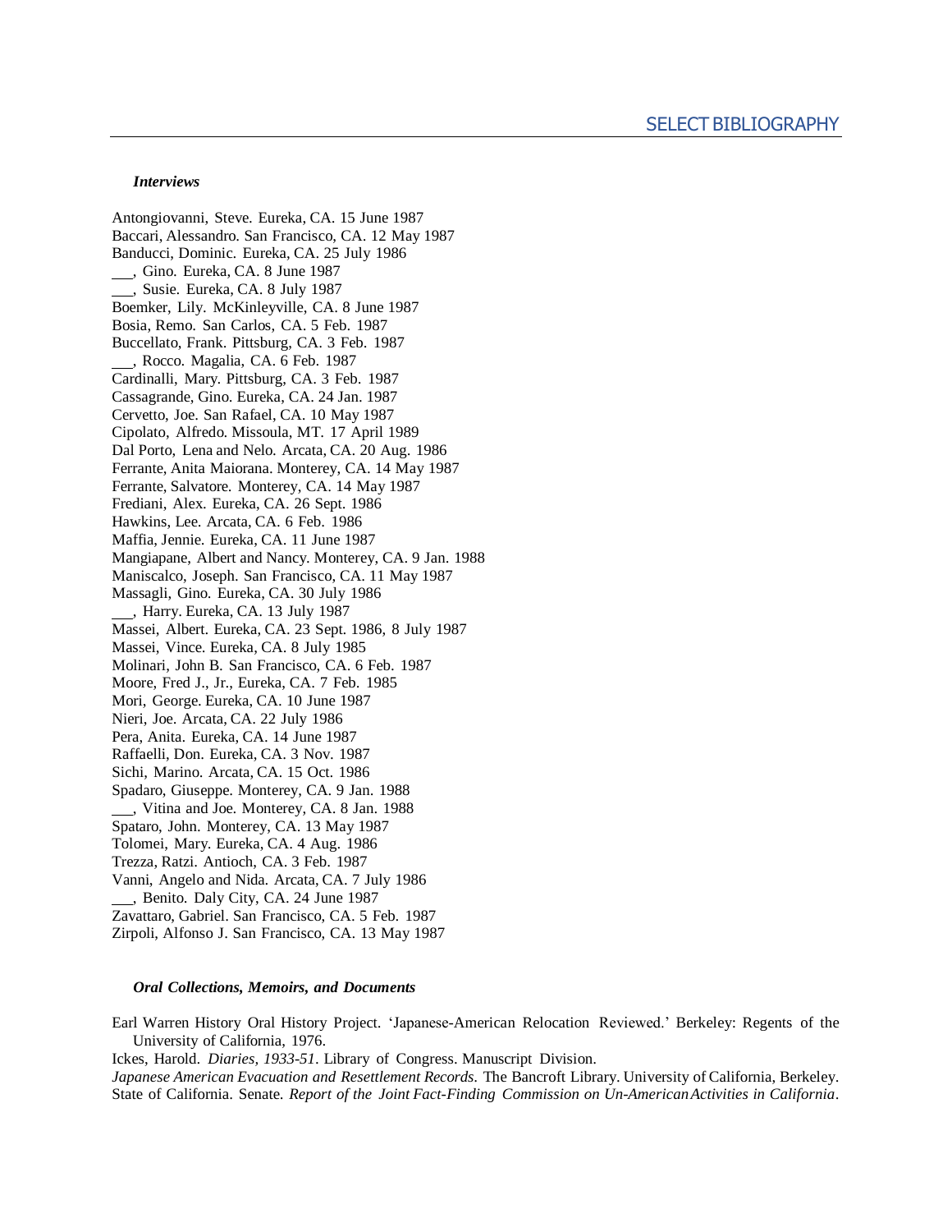# SELECT BIBLIOGRAPHY

### *Interviews*

Antongiovanni, Steve. Eureka, CA. 15 June 1987
Baccari, Alessandro. San Francisco, CA. 12 May 1987
Banducci, Dominic. Eureka, CA. 25 July 1986
___, Gino. Eureka, CA. 8 June 1987
___, Susie. Eureka, CA. 8 July 1987
Boemker, Lily. McKinleyville, CA. 8 June 1987
Bosia, Remo. San Carlos, CA. 5 Feb. 1987
Buccellato, Frank. Pittsburg, CA. 3 Feb. 1987
___, Rocco. Magalia, CA. 6 Feb. 1987
Cardinalli, Mary. Pittsburg, CA. 3 Feb. 1987
Cassagrande, Gino. Eureka, CA. 24 Jan. 1987
Cervetto, Joe. San Rafael, CA. 10 May 1987
Cipolato, Alfredo. Missoula, MT. 17 April 1989
Dal Porto, Lena and Nelo. Arcata, CA. 20 Aug. 1986
Ferrante, Anita Maiorana. Monterey, CA. 14 May 1987
Ferrante, Salvatore. Monterey, CA. 14 May 1987
Frediani, Alex. Eureka, CA. 26 Sept. 1986
Hawkins, Lee. Arcata, CA. 6 Feb. 1986
Maffia, Jennie. Eureka, CA. 11 June 1987
Mangiapane, Albert and Nancy. Monterey, CA. 9 Jan. 1988
Maniscalco, Joseph. San Francisco, CA. 11 May 1987
Massagli, Gino. Eureka, CA. 30 July 1986
___, Harry. Eureka, CA. 13 July 1987
Massei, Albert. Eureka, CA. 23 Sept. 1986, 8 July 1987
Massei, Vince. Eureka, CA. 8 July 1985
Molinari, John B. San Francisco, CA. 6 Feb. 1987
Moore, Fred J., Jr., Eureka, CA. 7 Feb. 1985
Mori, George. Eureka, CA. 10 June 1987
Nieri, Joe. Arcata, CA. 22 July 1986
Pera, Anita. Eureka, CA. 14 June 1987
Raffaelli, Don. Eureka, CA. 3 Nov. 1987
Sichi, Marino. Arcata, CA. 15 Oct. 1986
Spadaro, Giuseppe. Monterey, CA. 9 Jan. 1988
___, Vitina and Joe. Monterey, CA. 8 Jan. 1988
Spataro, John. Monterey, CA. 13 May 1987
Tolomei, Mary. Eureka, CA. 4 Aug. 1986
Trezza, Ratzi. Antioch, CA. 3 Feb. 1987
Vanni, Angelo and Nida. Arcata, CA. 7 July 1986
___, Benito. Daly City, CA. 24 June 1987
Zavattaro, Gabriel. San Francisco, CA. 5 Feb. 1987
Zirpoli, Alfonso J. San Francisco, CA. 13 May 1987

### *Oral Collections, Memoirs, and Documents*

Earl Warren History Oral History Project. 'Japanese-American Relocation Reviewed.' Berkeley: Regents of the University of California, 1976.

Ickes, Harold. *Diaries, 1933-51*. Library of Congress. Manuscript Division.

*Japanese American Evacuation and Resettlement Records.* The Bancroft Library. University of California, Berkeley.

State of California. Senate. *Report of the Joint Fact-Finding Commission on Un-American Activities in California*.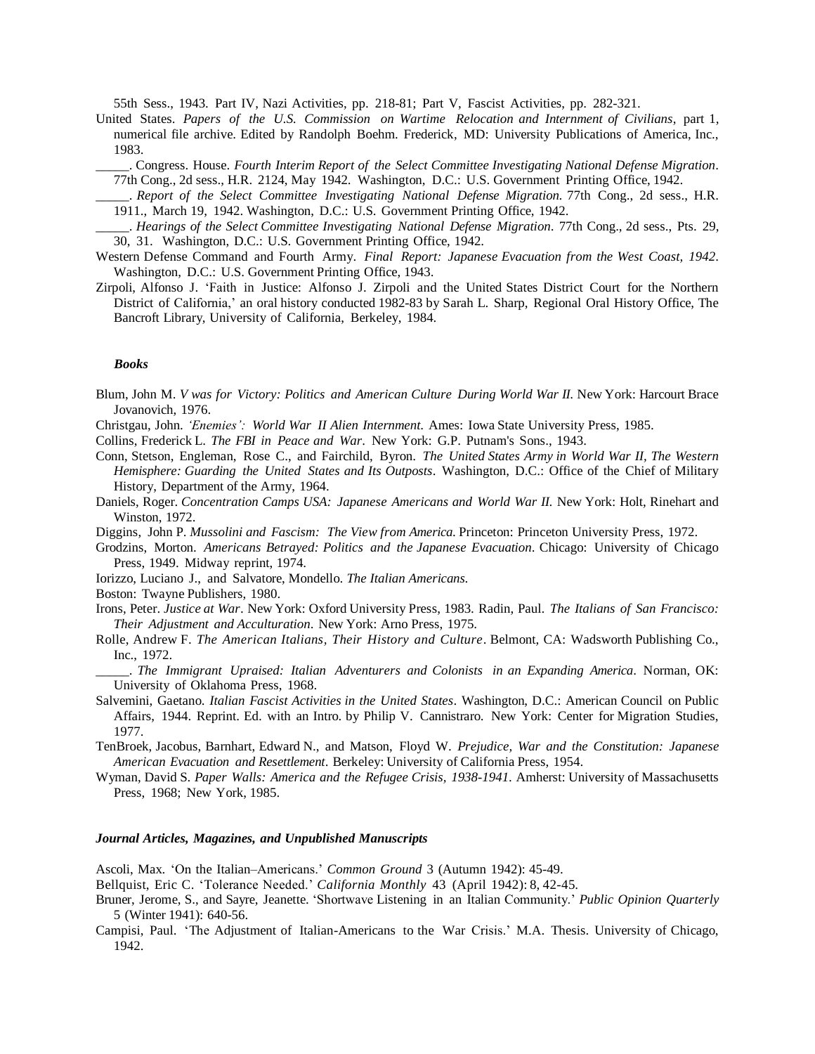55th Sess., 1943. Part IV, Nazi Activities, pp. 218-81; Part V, Fascist Activities, pp. 282-321.

United States. *Papers of the U.S. Commission on Wartime Relocation and Internment of Civilians*, part 1, numerical file archive. Edited by Randolph Boehm. Frederick, MD: University Publications of America, Inc., 1983.

_____. Congress. House. *Fourth Interim Report of the Select Committee Investigating National Defense Migration*. 77th Cong., 2d sess., H.R. 2124, May 1942. Washington, D.C.: U.S. Government Printing Office, 1942.

_____. *Report of the Select Committee Investigating National Defense Migration*. 77th Cong., 2d sess., H.R. 1911., March 19, 1942. Washington, D.C.: U.S. Government Printing Office, 1942.

_____. *Hearings of the Select Committee Investigating National Defense Migration*. 77th Cong., 2d sess., Pts. 29, 30, 31. Washington, D.C.: U.S. Government Printing Office, 1942.

Western Defense Command and Fourth Army. *Final Report: Japanese Evacuation from the West Coast, 1942*. Washington, D.C.: U.S. Government Printing Office, 1943.

Zirpoli, Alfonso J. 'Faith in Justice: Alfonso J. Zirpoli and the United States District Court for the Northern District of California,' an oral history conducted 1982-83 by Sarah L. Sharp, Regional Oral History Office, The Bancroft Library, University of California, Berkeley, 1984.

### *Books*

Blum, John M. *V was for Victory: Politics and American Culture During World War II.* New York: Harcourt Brace Jovanovich, 1976.

Christgau, John. *'Enemies': World War II Alien Internment.* Ames: Iowa State University Press, 1985.

Collins, Frederick L. *The FBI in Peace and War*. New York: G.P. Putnam's Sons., 1943.

Conn, Stetson, Engleman, Rose C., and Fairchild, Byron. *The United States Army in World War II, The Western Hemisphere: Guarding the United States and Its Outposts*. Washington, D.C.: Office of the Chief of Military History, Department of the Army, 1964.

Daniels, Roger. *Concentration Camps USA: Japanese Americans and World War II.* New York: Holt, Rinehart and Winston, 1972.

Diggins, John P. *Mussolini and Fascism: The View from America.* Princeton: Princeton University Press, 1972.

Grodzins, Morton. *Americans Betrayed: Politics and the Japanese Evacuation*. Chicago: University of Chicago Press, 1949. Midway reprint, 1974.

Iorizzo, Luciano J., and Salvatore, Mondello. *The Italian Americans.*

Boston: Twayne Publishers, 1980.

Irons, Peter. *Justice at War*. New York: Oxford University Press, 1983. Radin, Paul. *The Italians of San Francisco: Their Adjustment and Acculturation*. New York: Arno Press, 1975.

Rolle, Andrew F. *The American Italians, Their History and Culture*. Belmont, CA: Wadsworth Publishing Co., Inc., 1972.

_____. *The Immigrant Upraised: Italian Adventurers and Colonists in an Expanding America*. Norman, OK: University of Oklahoma Press, 1968.

Salvemini, Gaetano. *Italian Fascist Activities in the United States*. Washington, D.C.: American Council on Public Affairs, 1944. Reprint. Ed. with an Intro. by Philip V. Cannistraro. New York: Center for Migration Studies, 1977.

TenBroek, Jacobus, Barnhart, Edward N., and Matson, Floyd W. *Prejudice, War and the Constitution: Japanese American Evacuation and Resettlement*. Berkeley: University of California Press, 1954.

Wyman, David S. *Paper Walls: America and the Refugee Crisis, 1938-1941.* Amherst: University of Massachusetts Press, 1968; New York, 1985.

### *Journal Articles, Magazines, and Unpublished Manuscripts*

Ascoli, Max. 'On the Italian–Americans.' *Common Ground* 3 (Autumn 1942): 45-49.

Bellquist, Eric C. 'Tolerance Needed.' *California Monthly* 43 (April 1942): 8, 42-45.

Bruner, Jerome, S., and Sayre, Jeanette. 'Shortwave Listening in an Italian Community.' *Public Opinion Quarterly* 5 (Winter 1941): 640-56.

Campisi, Paul. 'The Adjustment of Italian-Americans to the War Crisis.' M.A. Thesis. University of Chicago, 1942.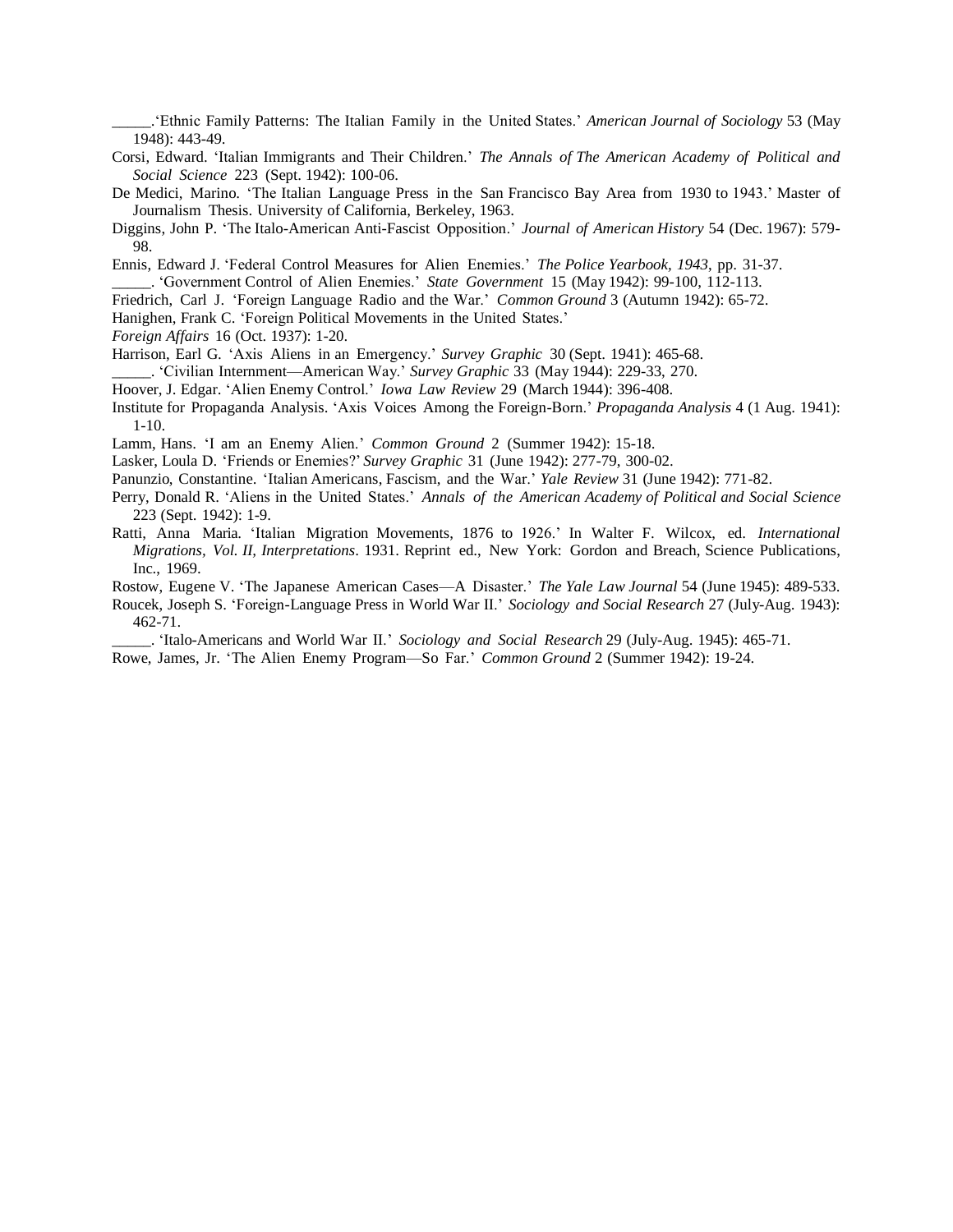_____.‘Ethnic Family Patterns: The Italian Family in the United States.’ *American Journal of Sociology* 53 (May 1948): 443-49.

Corsi, Edward. ‘Italian Immigrants and Their Children.’ *The Annals of The American Academy of Political and Social Science* 223 (Sept. 1942): 100-06.

De Medici, Marino. ‘The Italian Language Press in the San Francisco Bay Area from 1930 to 1943.’ Master of Journalism Thesis. University of California, Berkeley, 1963.

Diggins, John P. ‘The Italo-American Anti-Fascist Opposition.’ *Journal of American History* 54 (Dec. 1967): 579-98.

Ennis, Edward J. ‘Federal Control Measures for Alien Enemies.’ *The Police Yearbook, 1943*, pp. 31-37.

_____. ‘Government Control of Alien Enemies.’ *State Government* 15 (May 1942): 99-100, 112-113.

Friedrich, Carl J. ‘Foreign Language Radio and the War.’ *Common Ground* 3 (Autumn 1942): 65-72.

Hanighen, Frank C. ‘Foreign Political Movements in the United States.’ *Foreign Affairs* 16 (Oct. 1937): 1-20.

Harrison, Earl G. ‘Axis Aliens in an Emergency.’ *Survey Graphic* 30 (Sept. 1941): 465-68.

_____. ‘Civilian Internment—American Way.’ *Survey Graphic* 33 (May 1944): 229-33, 270.

Hoover, J. Edgar. ‘Alien Enemy Control.’ *Iowa Law Review* 29 (March 1944): 396-408.

Institute for Propaganda Analysis. ‘Axis Voices Among the Foreign-Born.’ *Propaganda Analysis* 4 (1 Aug. 1941): 1-10.

Lamm, Hans. ‘I am an Enemy Alien.’ *Common Ground* 2 (Summer 1942): 15-18.

Lasker, Loula D. ‘Friends or Enemies?’ *Survey Graphic* 31 (June 1942): 277-79, 300-02.

Panunzio, Constantine. ‘Italian Americans, Fascism, and the War.’ *Yale Review* 31 (June 1942): 771-82.

Perry, Donald R. ‘Aliens in the United States.’ *Annals of the American Academy of Political and Social Science* 223 (Sept. 1942): 1-9.

Ratti, Anna Maria. ‘Italian Migration Movements, 1876 to 1926.’ In Walter F. Wilcox, ed. *International Migrations, Vol. II, Interpretations*. 1931. Reprint ed., New York: Gordon and Breach, Science Publications, Inc., 1969.

Rostow, Eugene V. ‘The Japanese American Cases—A Disaster.’ *The Yale Law Journal* 54 (June 1945): 489-533.

Roucek, Joseph S. ‘Foreign-Language Press in World War II.’ *Sociology and Social Research* 27 (July-Aug. 1943): 462-71.

_____. ‘Italo-Americans and World War II.’ *Sociology and Social Research* 29 (July-Aug. 1945): 465-71.

Rowe, James, Jr. ‘The Alien Enemy Program—So Far.’ *Common Ground* 2 (Summer 1942): 19-24.